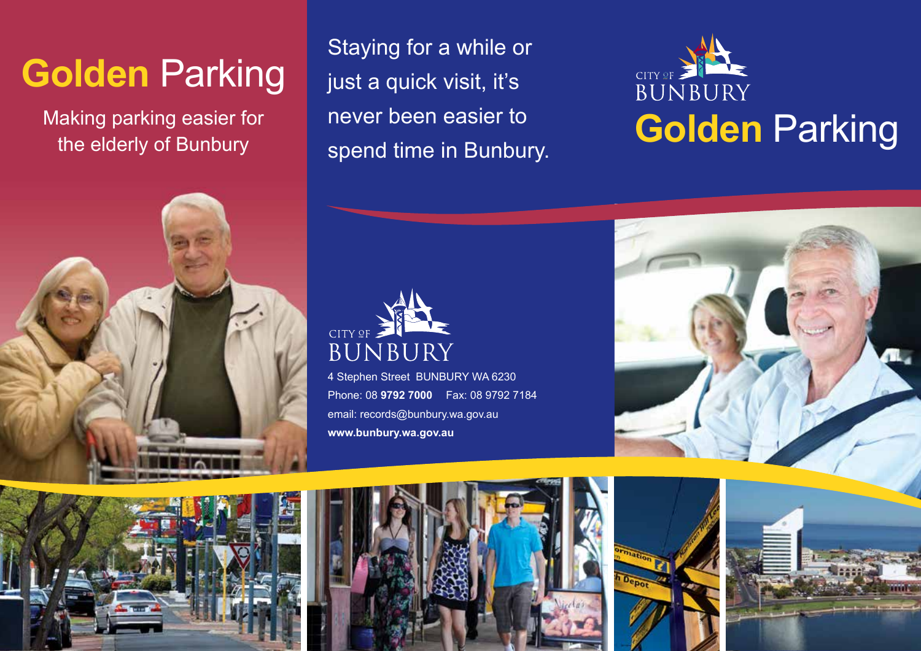# Golden Parking

Making parking easier for the elderly of Bunbury

Staying for a while or just a quick visit, it's never been easier to spend time in Bunbury.

CITY OF BUNBURY

4 Stephen Street BUNBURY WA 6230

Phone: 08 **9792 7000** Fax: 08 9792 7184

email: records@bunbury.wa.gov.au

**www.bunbury.wa.gov.au**

CITY OF BUNBURY

# Golden Parking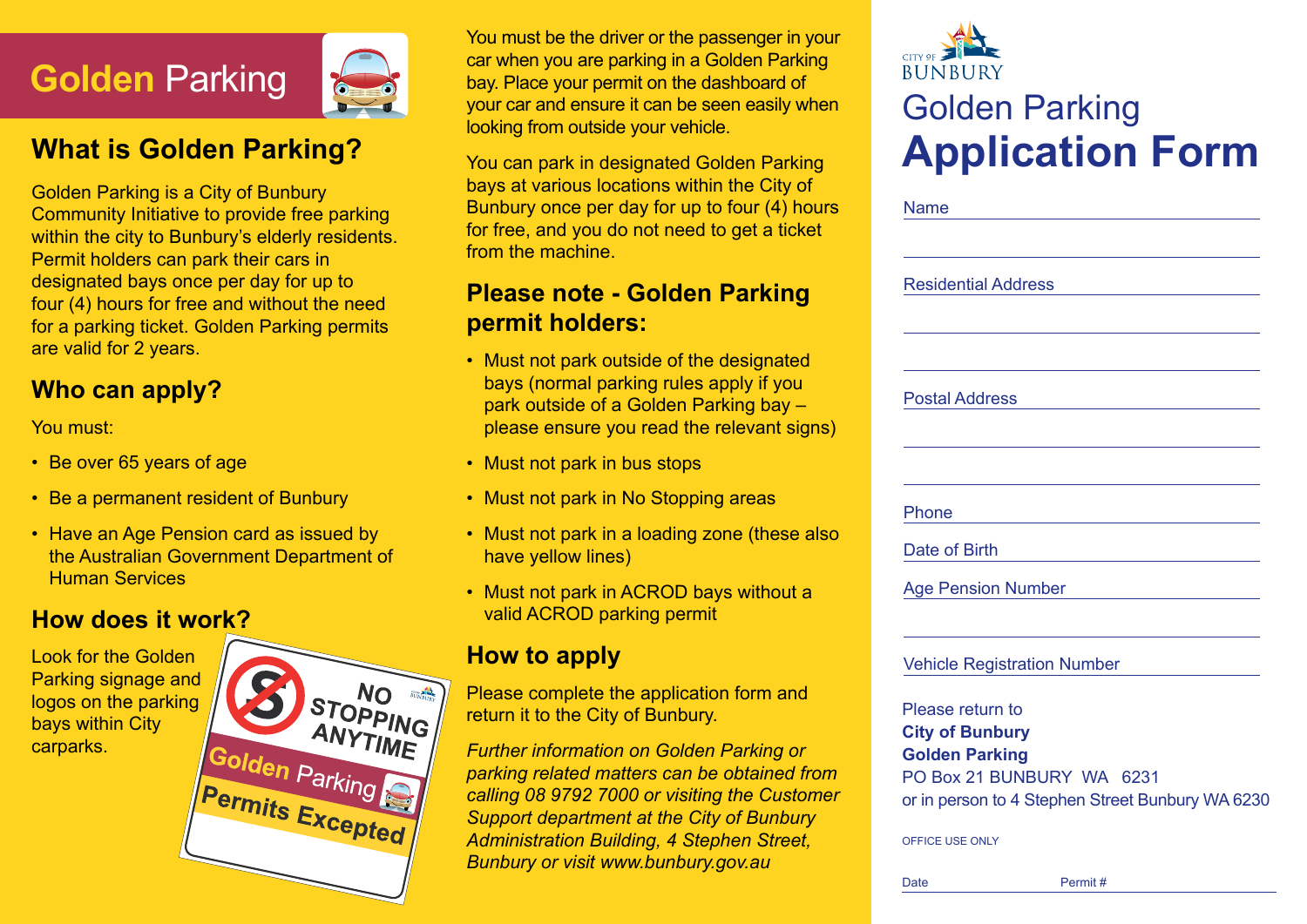# Golden Parking

## What is Golden Parking?

Golden Parking is a City of Bunbury Community Initiative to provide free parking within the city to Bunbury's elderly residents. Permit holders can park their cars in designated bays once per day for up to four (4) hours for free and without the need for a parking ticket. Golden Parking permits are valid for 2 years.

## Who can apply?

You must:

- Be over 65 years of age
- Be a permanent resident of Bunbury
- Have an Age Pension card as issued by the Australian Government Department of Human Services

## How does it work?

Look for the Golden Parking signage and logos on the parking bays within City carparks.

NO STOPPING ANYTIME

Golden Parking

Permits Excepted

You must be the driver or the passenger in your car when you are parking in a Golden Parking bay. Place your permit on the dashboard of your car and ensure it can be seen easily when looking from outside your vehicle.

You can park in designated Golden Parking bays at various locations within the City of Bunbury once per day for up to four (4) hours for free, and you do not need to get a ticket from the machine.

## Please note - Golden Parking permit holders:

- Must not park outside of the designated bays (normal parking rules apply if you park outside of a Golden Parking bay – please ensure you read the relevant signs)
- Must not park in bus stops
- Must not park in No Stopping areas
- Must not park in a loading zone (these also have yellow lines)
- Must not park in ACROD bays without a valid ACROD parking permit

## How to apply

Please complete the application form and return it to the City of Bunbury.

*Further information on Golden Parking or parking related matters can be obtained from calling 08 9792 7000 or visiting the Customer Support department at the City of Bunbury Administration Building, 4 Stephen Street, Bunbury or visit www.bunbury.gov.au*

CITY OF BUNBURY

# Golden Parking **Application Form**

Name ______________________________

______________________________

Residential Address ______________________________

______________________________

______________________________

Postal Address ______________________________

______________________________

______________________________

Phone ______________________________

Date of Birth ______________________________

Age Pension Number ______________________________

______________________________

Vehicle Registration Number ______________________________

Please return to
**City of Bunbury**
**Golden Parking**
PO Box 21 BUNBURY WA 6231
or in person to 4 Stephen Street Bunbury WA 6230

OFFICE USE ONLY

Date ______________ Permit # ______________